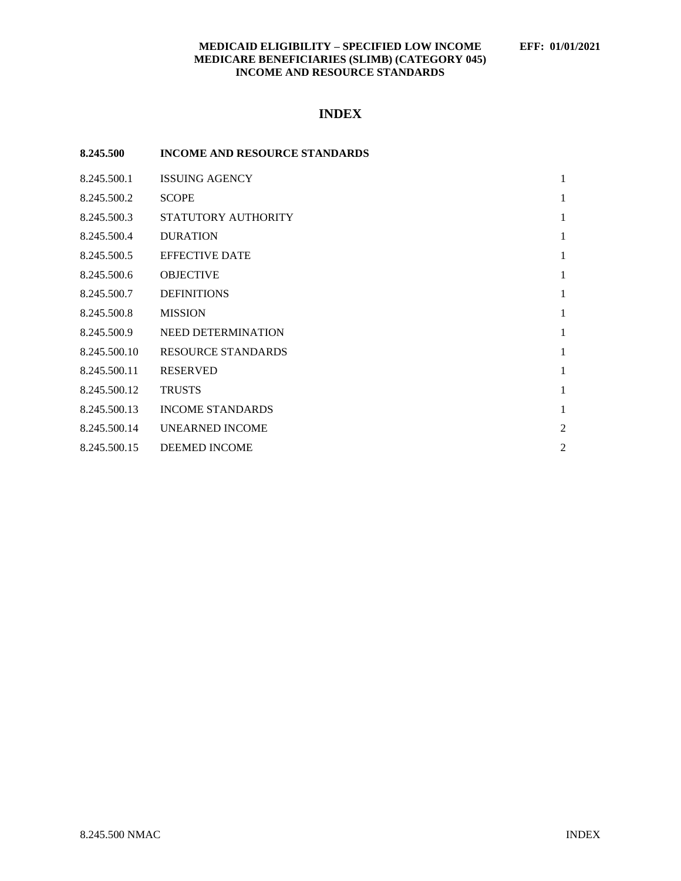**MEDICAID ELIGIBILITY – SPECIFIED LOW INCOME MEDICARE BENEFICIARIES (SLIMB) (CATEGORY 045) INCOME AND RESOURCE STANDARDS** **EFF: 01/01/2021**

# INDEX

| 8.245.500 | INCOME AND RESOURCE STANDARDS | |
|---|---|---|
| 8.245.500.1 | ISSUING AGENCY | 1 |
| 8.245.500.2 | SCOPE | 1 |
| 8.245.500.3 | STATUTORY AUTHORITY | 1 |
| 8.245.500.4 | DURATION | 1 |
| 8.245.500.5 | EFFECTIVE DATE | 1 |
| 8.245.500.6 | OBJECTIVE | 1 |
| 8.245.500.7 | DEFINITIONS | 1 |
| 8.245.500.8 | MISSION | 1 |
| 8.245.500.9 | NEED DETERMINATION | 1 |
| 8.245.500.10 | RESOURCE STANDARDS | 1 |
| 8.245.500.11 | RESERVED | 1 |
| 8.245.500.12 | TRUSTS | 1 |
| 8.245.500.13 | INCOME STANDARDS | 1 |
| 8.245.500.14 | UNEARNED INCOME | 2 |
| 8.245.500.15 | DEEMED INCOME | 2 |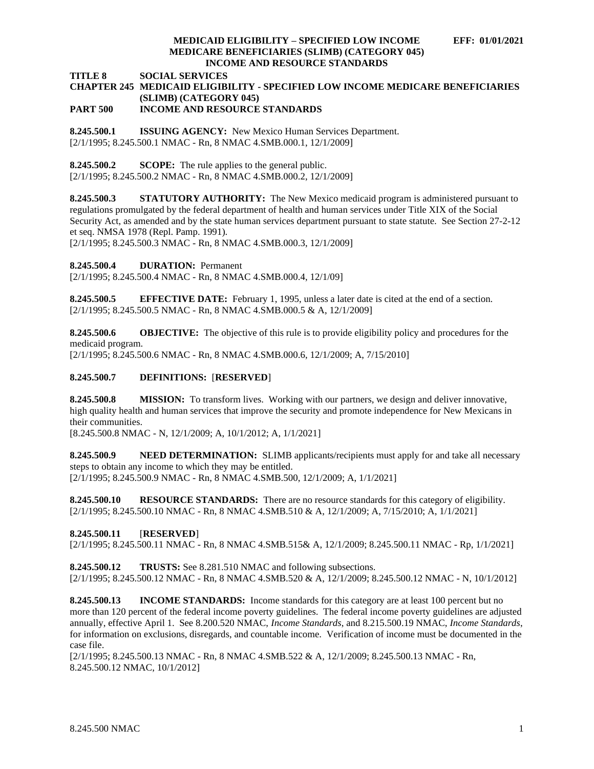**TITLE 8 SOCIAL SERVICES**
**CHAPTER 245 MEDICAID ELIGIBILITY - SPECIFIED LOW INCOME MEDICARE BENEFICIARIES (SLIMB) (CATEGORY 045)**
**PART 500 INCOME AND RESOURCE STANDARDS**

**8.245.500.1 ISSUING AGENCY:** New Mexico Human Services Department.
[2/1/1995; 8.245.500.1 NMAC - Rn, 8 NMAC 4.SMB.000.1, 12/1/2009]

**8.245.500.2 SCOPE:** The rule applies to the general public.
[2/1/1995; 8.245.500.2 NMAC - Rn, 8 NMAC 4.SMB.000.2, 12/1/2009]

**8.245.500.3 STATUTORY AUTHORITY:** The New Mexico medicaid program is administered pursuant to regulations promulgated by the federal department of health and human services under Title XIX of the Social Security Act, as amended and by the state human services department pursuant to state statute. See Section 27-2-12 et seq. NMSA 1978 (Repl. Pamp. 1991).
[2/1/1995; 8.245.500.3 NMAC - Rn, 8 NMAC 4.SMB.000.3, 12/1/2009]

**8.245.500.4 DURATION:** Permanent
[2/1/1995; 8.245.500.4 NMAC - Rn, 8 NMAC 4.SMB.000.4, 12/1/09]

**8.245.500.5 EFFECTIVE DATE:** February 1, 1995, unless a later date is cited at the end of a section.
[2/1/1995; 8.245.500.5 NMAC - Rn, 8 NMAC 4.SMB.000.5 & A, 12/1/2009]

**8.245.500.6 OBJECTIVE:** The objective of this rule is to provide eligibility policy and procedures for the medicaid program.
[2/1/1995; 8.245.500.6 NMAC - Rn, 8 NMAC 4.SMB.000.6, 12/1/2009; A, 7/15/2010]

**8.245.500.7 DEFINITIONS:** [**RESERVED**]

**8.245.500.8 MISSION:** To transform lives. Working with our partners, we design and deliver innovative, high quality health and human services that improve the security and promote independence for New Mexicans in their communities.
[8.245.500.8 NMAC - N, 12/1/2009; A, 10/1/2012; A, 1/1/2021]

**8.245.500.9 NEED DETERMINATION:** SLIMB applicants/recipients must apply for and take all necessary steps to obtain any income to which they may be entitled.
[2/1/1995; 8.245.500.9 NMAC - Rn, 8 NMAC 4.SMB.500, 12/1/2009; A, 1/1/2021]

**8.245.500.10 RESOURCE STANDARDS:** There are no resource standards for this category of eligibility.
[2/1/1995; 8.245.500.10 NMAC - Rn, 8 NMAC 4.SMB.510 & A, 12/1/2009; A, 7/15/2010; A, 1/1/2021]

**8.245.500.11** [**RESERVED**]
[2/1/1995; 8.245.500.11 NMAC - Rn, 8 NMAC 4.SMB.515& A, 12/1/2009; 8.245.500.11 NMAC - Rp, 1/1/2021]

**8.245.500.12 TRUSTS:** See 8.281.510 NMAC and following subsections.
[2/1/1995; 8.245.500.12 NMAC - Rn, 8 NMAC 4.SMB.520 & A, 12/1/2009; 8.245.500.12 NMAC - N, 10/1/2012]

**8.245.500.13 INCOME STANDARDS:** Income standards for this category are at least 100 percent but no more than 120 percent of the federal income poverty guidelines. The federal income poverty guidelines are adjusted annually, effective April 1. See 8.200.520 NMAC, *Income Standards*, and 8.215.500.19 NMAC, *Income Standards*, for information on exclusions, disregards, and countable income. Verification of income must be documented in the case file.
[2/1/1995; 8.245.500.13 NMAC - Rn, 8 NMAC 4.SMB.522 & A, 12/1/2009; 8.245.500.13 NMAC - Rn, 8.245.500.12 NMAC, 10/1/2012]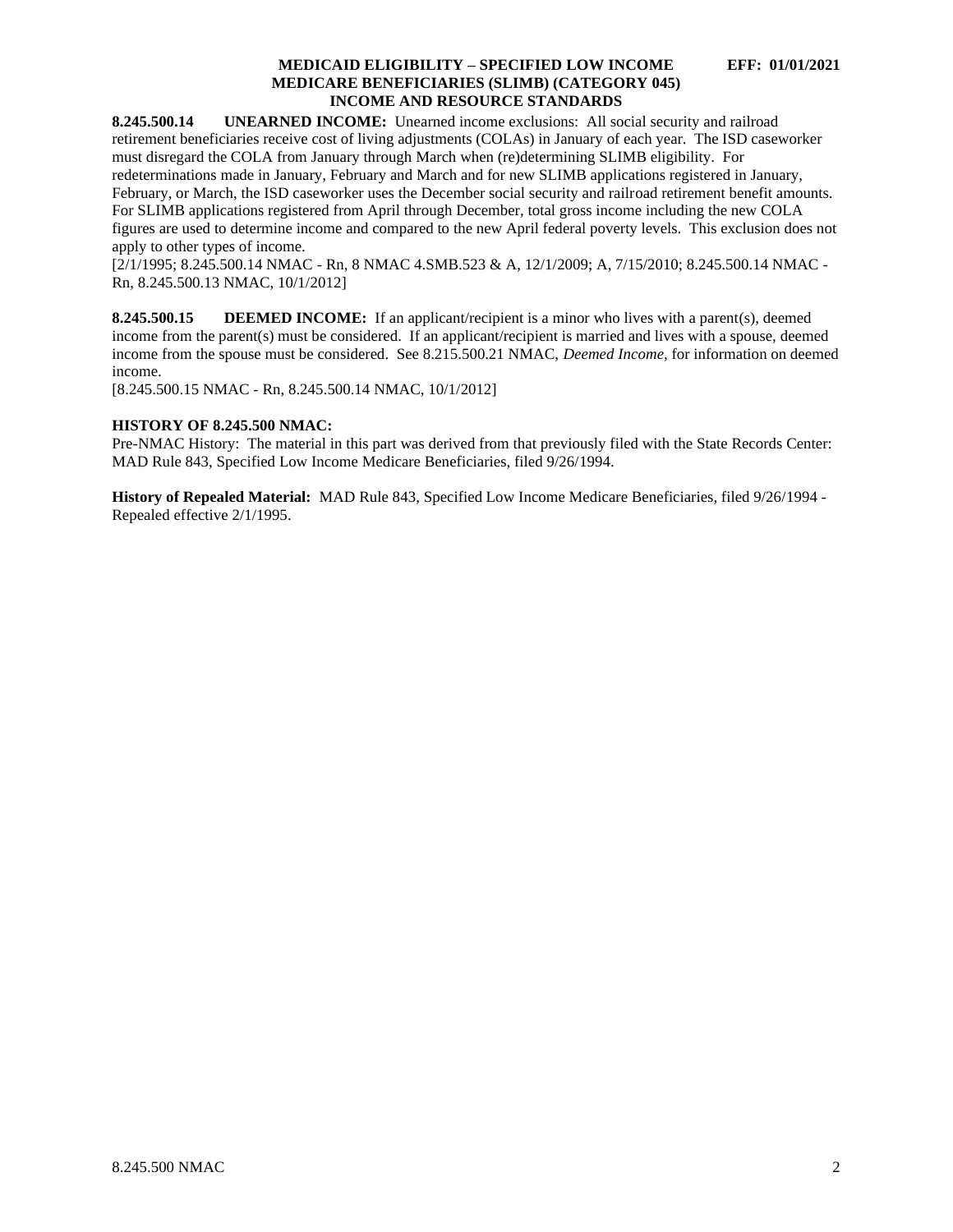**8.245.500.14 UNEARNED INCOME:** Unearned income exclusions: All social security and railroad retirement beneficiaries receive cost of living adjustments (COLAs) in January of each year. The ISD caseworker must disregard the COLA from January through March when (re)determining SLIMB eligibility. For redeterminations made in January, February and March and for new SLIMB applications registered in January, February, or March, the ISD caseworker uses the December social security and railroad retirement benefit amounts. For SLIMB applications registered from April through December, total gross income including the new COLA figures are used to determine income and compared to the new April federal poverty levels. This exclusion does not apply to other types of income.
[2/1/1995; 8.245.500.14 NMAC - Rn, 8 NMAC 4.SMB.523 & A, 12/1/2009; A, 7/15/2010; 8.245.500.14 NMAC - Rn, 8.245.500.13 NMAC, 10/1/2012]

**8.245.500.15 DEEMED INCOME:** If an applicant/recipient is a minor who lives with a parent(s), deemed income from the parent(s) must be considered. If an applicant/recipient is married and lives with a spouse, deemed income from the spouse must be considered. See 8.215.500.21 NMAC, *Deemed Income*, for information on deemed income.
[8.245.500.15 NMAC - Rn, 8.245.500.14 NMAC, 10/1/2012]

**HISTORY OF 8.245.500 NMAC:**
Pre-NMAC History: The material in this part was derived from that previously filed with the State Records Center: MAD Rule 843, Specified Low Income Medicare Beneficiaries, filed 9/26/1994.

**History of Repealed Material:** MAD Rule 843, Specified Low Income Medicare Beneficiaries, filed 9/26/1994 - Repealed effective 2/1/1995.